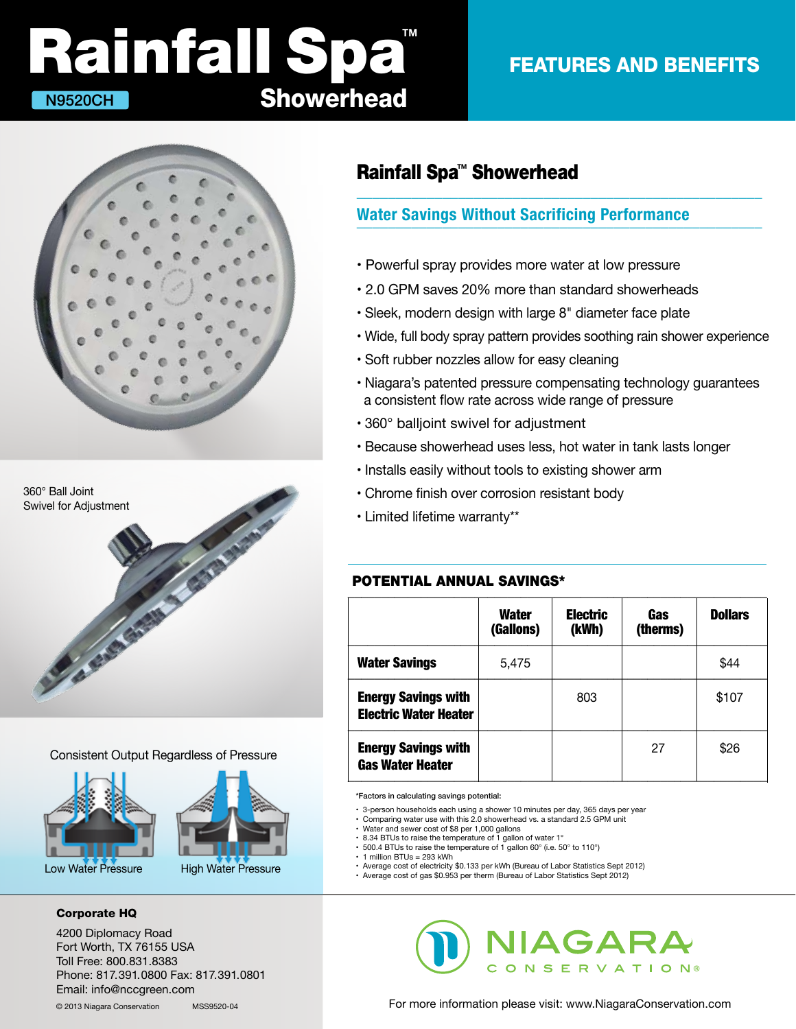# Rainfall Spa™ Showerhead

N9520CH

## FEATURES AND BENEFITS

360° Ball Joint Swivel for Adjustment

Consistent Output Regardless of Pressure

Low Water Pressure

High Water Pressure

## Rainfall Spa™ Showerhead

### Water Savings Without Sacrificing Performance

- Powerful spray provides more water at low pressure
- 2.0 GPM saves 20% more than standard showerheads
- Sleek, modern design with large 8" diameter face plate
- Wide, full body spray pattern provides soothing rain shower experience
- Soft rubber nozzles allow for easy cleaning
- Niagara's patented pressure compensating technology guarantees a consistent flow rate across wide range of pressure
- 360° balljoint swivel for adjustment
- Because showerhead uses less, hot water in tank lasts longer
- Installs easily without tools to existing shower arm
- Chrome finish over corrosion resistant body
- Limited lifetime warranty**

### POTENTIAL ANNUAL SAVINGS*

| | Water (Gallons) | Electric (kWh) | Gas (therms) | Dollars |
|---|---|---|---|---|
| **Water Savings** | 5,475 | | | $44 |
| **Energy Savings with Electric Water Heater** | | 803 | | $107 |
| **Energy Savings with Gas Water Heater** | | | 27 | $26 |

*Factors in calculating savings potential:

- 3-person households each using a shower 10 minutes per day, 365 days per year
- Comparing water use with this 2.0 showerhead vs. a standard 2.5 GPM unit
- Water and sewer cost of $8 per 1,000 gallons
- 8.34 BTUs to raise the temperature of 1 gallon of water 1°
- 500.4 BTUs to raise the temperature of 1 gallon 60° (i.e. 50° to 110°)
- 1 million BTUs = 293 kWh
- Average cost of electricity $0.133 per kWh (Bureau of Labor Statistics Sept 2012)
- Average cost of gas $0.953 per therm (Bureau of Labor Statistics Sept 2012)

**Corporate HQ**

4200 Diplomacy Road
Fort Worth, TX 76155 USA
Toll Free: 800.831.8383
Phone: 817.391.0800 Fax: 817.391.0801
Email: info@nccgreen.com

© 2013 Niagara Conservation MSS9520-04

NIAGARA CONSERVATION®

For more information please visit: www.NiagaraConservation.com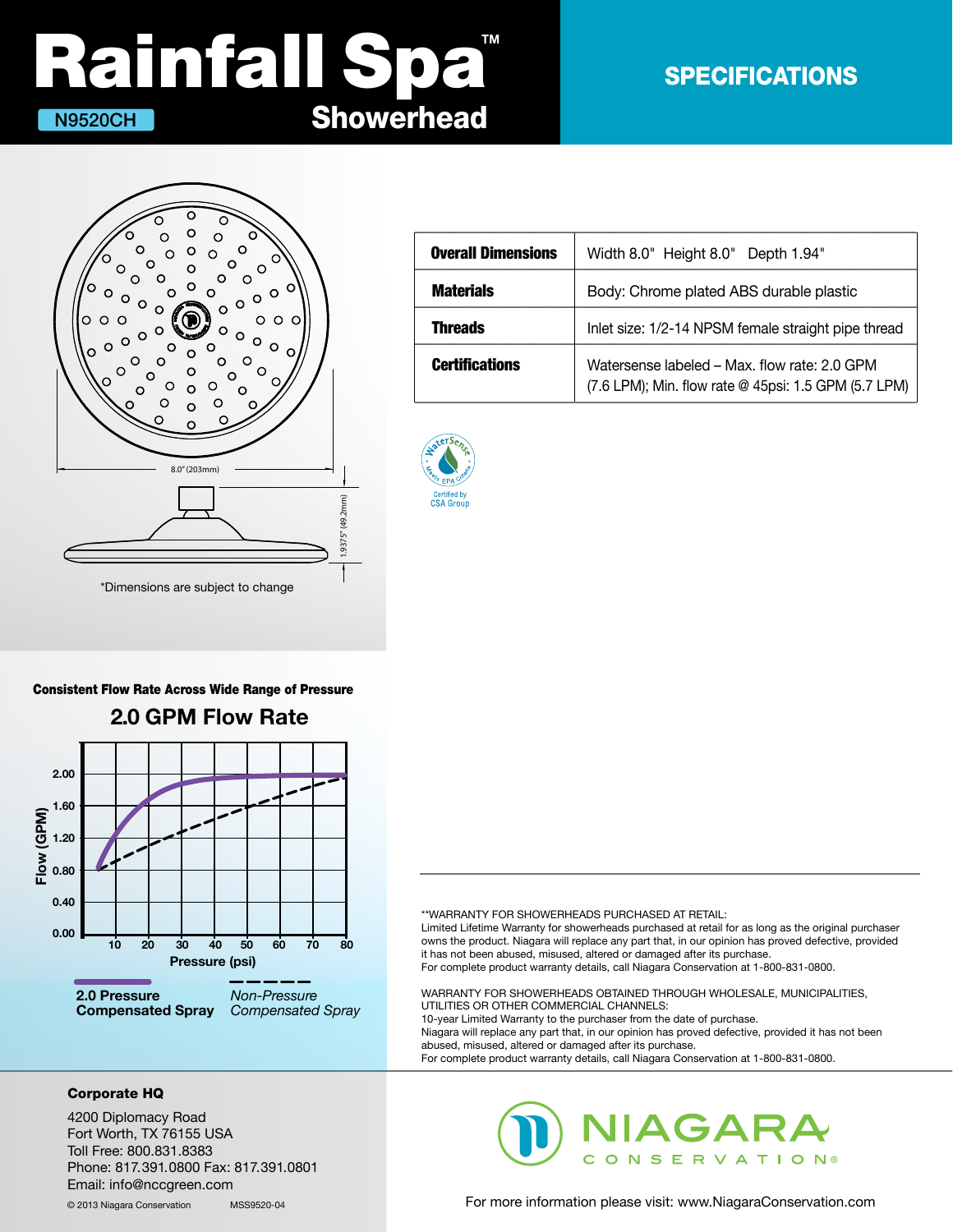# Rainfall Spa™ Showerhead

N9520CH

## SPECIFICATIONS

8.0" (203mm)

1.9375" (49.2mm)

*Dimensions are subject to change

| Overall Dimensions | Width 8.0" Height 8.0" Depth 1.94" |
|---|---|
| Materials | Body: Chrome plated ABS durable plastic |
| Threads | Inlet size: 1/2-14 NPSM female straight pipe thread |
| Certifications | Watersense labeled – Max. flow rate: 2.0 GPM (7.6 LPM); Min. flow rate @ 45psi: 1.5 GPM (5.7 LPM) |

WaterSense Meets EPA Criteria

Certified by CSA Group

**Consistent Flow Rate Across Wide Range of Pressure**

### 2.0 GPM Flow Rate

Flow (GPM): 0.00, 0.40, 0.80, 1.20, 1.60, 2.00

Pressure (psi): 10, 20, 30, 40, 50, 60, 70, 80

**2.0 Pressure Compensated Spray**

*Non-Pressure Compensated Spray*

**WARRANTY FOR SHOWERHEADS PURCHASED AT RETAIL:
Limited Lifetime Warranty for showerheads purchased at retail for as long as the original purchaser owns the product. Niagara will replace any part that, in our opinion has proved defective, provided it has not been abused, misused, altered or damaged after its purchase.
For complete product warranty details, call Niagara Conservation at 1-800-831-0800.

WARRANTY FOR SHOWERHEADS OBTAINED THROUGH WHOLESALE, MUNICIPALITIES, UTILITIES OR OTHER COMMERCIAL CHANNELS:
10-year Limited Warranty to the purchaser from the date of purchase.
Niagara will replace any part that, in our opinion has proved defective, provided it has not been abused, misused, altered or damaged after its purchase.
For complete product warranty details, call Niagara Conservation at 1-800-831-0800.

**Corporate HQ**

4200 Diplomacy Road
Fort Worth, TX 76155 USA
Toll Free: 800.831.8383
Phone: 817.391.0800 Fax: 817.391.0801
Email: info@nccgreen.com

© 2013 Niagara Conservation MSS9520-04

NIAGARA CONSERVATION®

For more information please visit: www.NiagaraConservation.com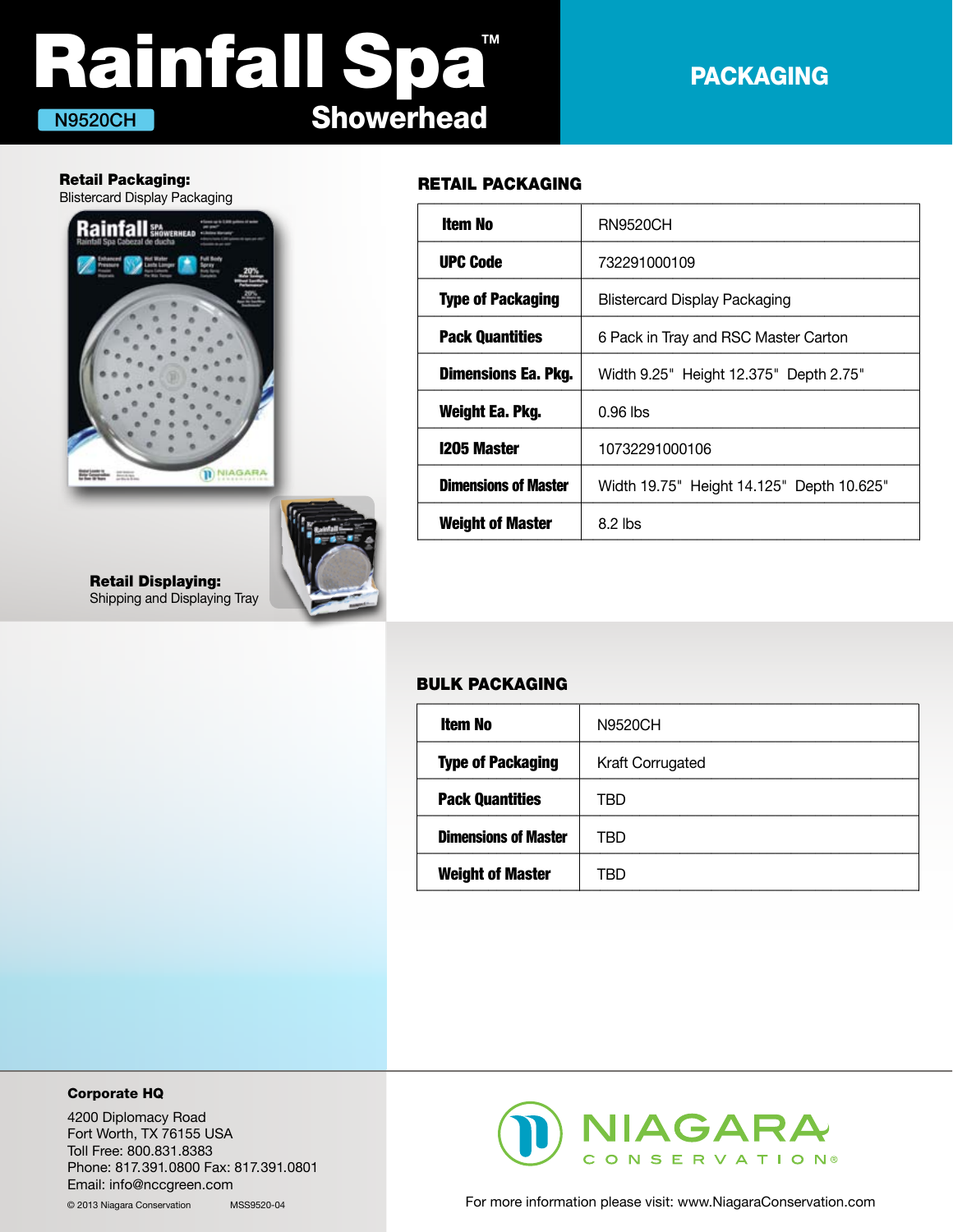# Rainfall Spa™ Showerhead

N9520CH

## PACKAGING

**Retail Packaging:**
Blistercard Display Packaging

**Retail Displaying:**
Shipping and Displaying Tray

### RETAIL PACKAGING

| | |
|---|---|
| **Item No** | RN9520CH |
| **UPC Code** | 732291000109 |
| **Type of Packaging** | Blistercard Display Packaging |
| **Pack Quantities** | 6 Pack in Tray and RSC Master Carton |
| **Dimensions Ea. Pkg.** | Width 9.25" Height 12.375" Depth 2.75" |
| **Weight Ea. Pkg.** | 0.96 lbs |
| **I205 Master** | 10732291000106 |
| **Dimensions of Master** | Width 19.75" Height 14.125" Depth 10.625" |
| **Weight of Master** | 8.2 lbs |

### BULK PACKAGING

| | |
|---|---|
| **Item No** | N9520CH |
| **Type of Packaging** | Kraft Corrugated |
| **Pack Quantities** | TBD |
| **Dimensions of Master** | TBD |
| **Weight of Master** | TBD |

**Corporate HQ**

4200 Diplomacy Road
Fort Worth, TX 76155 USA
Toll Free: 800.831.8383
Phone: 817.391.0800 Fax: 817.391.0801
Email: info@nccgreen.com

© 2013 Niagara Conservation MSS9520-04

NIAGARA CONSERVATION®

For more information please visit: www.NiagaraConservation.com